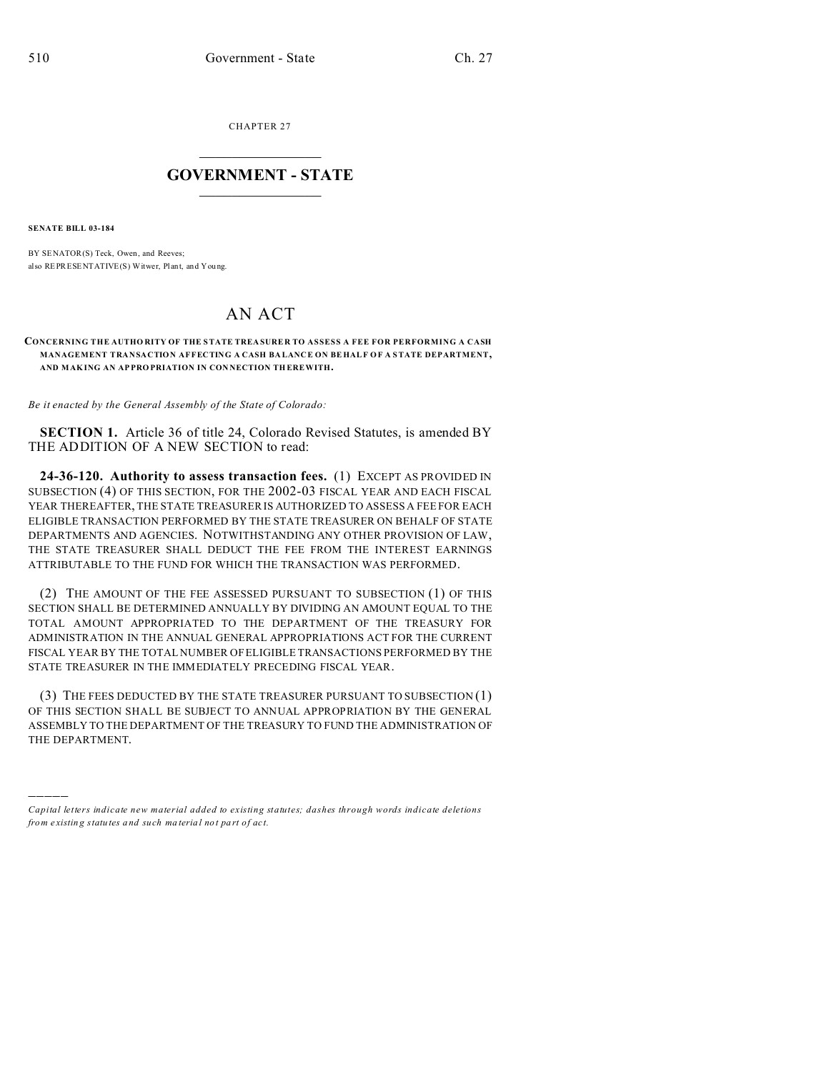CHAPTER 27

# GOVERNMENT - STATE

**SENATE BILL 03-184**

BY SENATOR(S) Teck, Owen, and Reeves;
also REPRESENTATIVE(S) Witwer, Plant, and Young.

# AN ACT

**CONCERNING THE AUTHORITY OF THE STATE TREASURER TO ASSESS A FEE FOR PERFORMING A CASH MANAGEMENT TRANSACTION AFFECTING A CASH BALANCE ON BEHALF OF A STATE DEPARTMENT, AND MAKING AN APPROPRIATION IN CONNECTION THEREWITH.**

*Be it enacted by the General Assembly of the State of Colorado:*

**SECTION 1.** Article 36 of title 24, Colorado Revised Statutes, is amended BY THE ADDITION OF A NEW SECTION to read:

**24-36-120. Authority to assess transaction fees.** (1) EXCEPT AS PROVIDED IN SUBSECTION (4) OF THIS SECTION, FOR THE 2002-03 FISCAL YEAR AND EACH FISCAL YEAR THEREAFTER, THE STATE TREASURER IS AUTHORIZED TO ASSESS A FEE FOR EACH ELIGIBLE TRANSACTION PERFORMED BY THE STATE TREASURER ON BEHALF OF STATE DEPARTMENTS AND AGENCIES. NOTWITHSTANDING ANY OTHER PROVISION OF LAW, THE STATE TREASURER SHALL DEDUCT THE FEE FROM THE INTEREST EARNINGS ATTRIBUTABLE TO THE FUND FOR WHICH THE TRANSACTION WAS PERFORMED.

(2) THE AMOUNT OF THE FEE ASSESSED PURSUANT TO SUBSECTION (1) OF THIS SECTION SHALL BE DETERMINED ANNUALLY BY DIVIDING AN AMOUNT EQUAL TO THE TOTAL AMOUNT APPROPRIATED TO THE DEPARTMENT OF THE TREASURY FOR ADMINISTRATION IN THE ANNUAL GENERAL APPROPRIATIONS ACT FOR THE CURRENT FISCAL YEAR BY THE TOTAL NUMBER OF ELIGIBLE TRANSACTIONS PERFORMED BY THE STATE TREASURER IN THE IMMEDIATELY PRECEDING FISCAL YEAR.

(3) THE FEES DEDUCTED BY THE STATE TREASURER PURSUANT TO SUBSECTION (1) OF THIS SECTION SHALL BE SUBJECT TO ANNUAL APPROPRIATION BY THE GENERAL ASSEMBLY TO THE DEPARTMENT OF THE TREASURY TO FUND THE ADMINISTRATION OF THE DEPARTMENT.

---

*Capital letters indicate new material added to existing statutes; dashes through words indicate deletions from existing statutes and such material not part of act.*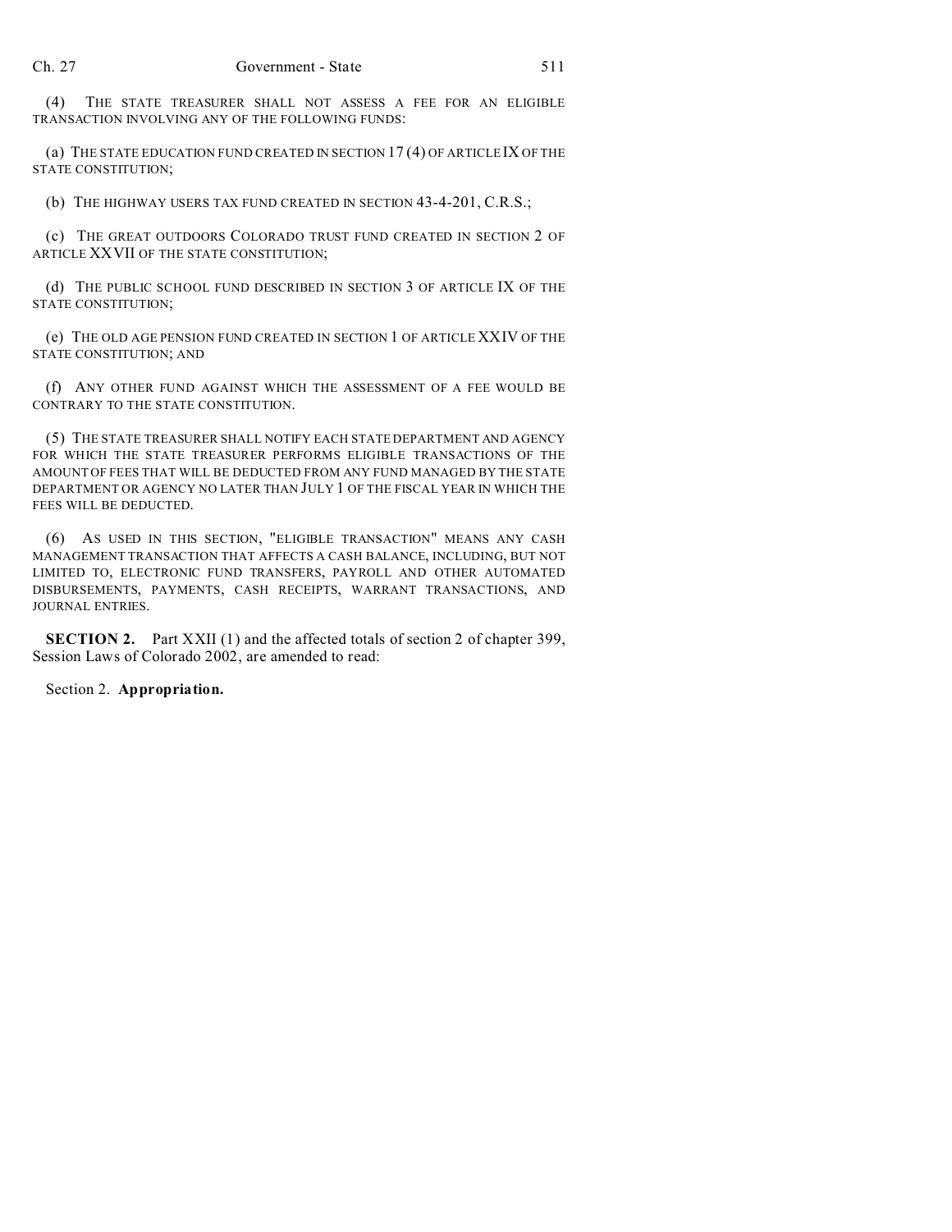(4) THE STATE TREASURER SHALL NOT ASSESS A FEE FOR AN ELIGIBLE TRANSACTION INVOLVING ANY OF THE FOLLOWING FUNDS:

(a) THE STATE EDUCATION FUND CREATED IN SECTION 17 (4) OF ARTICLE IX OF THE STATE CONSTITUTION;

(b) THE HIGHWAY USERS TAX FUND CREATED IN SECTION 43-4-201, C.R.S.;

(c) THE GREAT OUTDOORS COLORADO TRUST FUND CREATED IN SECTION 2 OF ARTICLE XXVII OF THE STATE CONSTITUTION;

(d) THE PUBLIC SCHOOL FUND DESCRIBED IN SECTION 3 OF ARTICLE IX OF THE STATE CONSTITUTION;

(e) THE OLD AGE PENSION FUND CREATED IN SECTION 1 OF ARTICLE XXIV OF THE STATE CONSTITUTION; AND

(f) ANY OTHER FUND AGAINST WHICH THE ASSESSMENT OF A FEE WOULD BE CONTRARY TO THE STATE CONSTITUTION.

(5) THE STATE TREASURER SHALL NOTIFY EACH STATE DEPARTMENT AND AGENCY FOR WHICH THE STATE TREASURER PERFORMS ELIGIBLE TRANSACTIONS OF THE AMOUNT OF FEES THAT WILL BE DEDUCTED FROM ANY FUND MANAGED BY THE STATE DEPARTMENT OR AGENCY NO LATER THAN JULY 1 OF THE FISCAL YEAR IN WHICH THE FEES WILL BE DEDUCTED.

(6) AS USED IN THIS SECTION, "ELIGIBLE TRANSACTION" MEANS ANY CASH MANAGEMENT TRANSACTION THAT AFFECTS A CASH BALANCE, INCLUDING, BUT NOT LIMITED TO, ELECTRONIC FUND TRANSFERS, PAYROLL AND OTHER AUTOMATED DISBURSEMENTS, PAYMENTS, CASH RECEIPTS, WARRANT TRANSACTIONS, AND JOURNAL ENTRIES.

**SECTION 2.** Part XXII (1) and the affected totals of section 2 of chapter 399, Session Laws of Colorado 2002, are amended to read:

Section 2. **Appropriation.**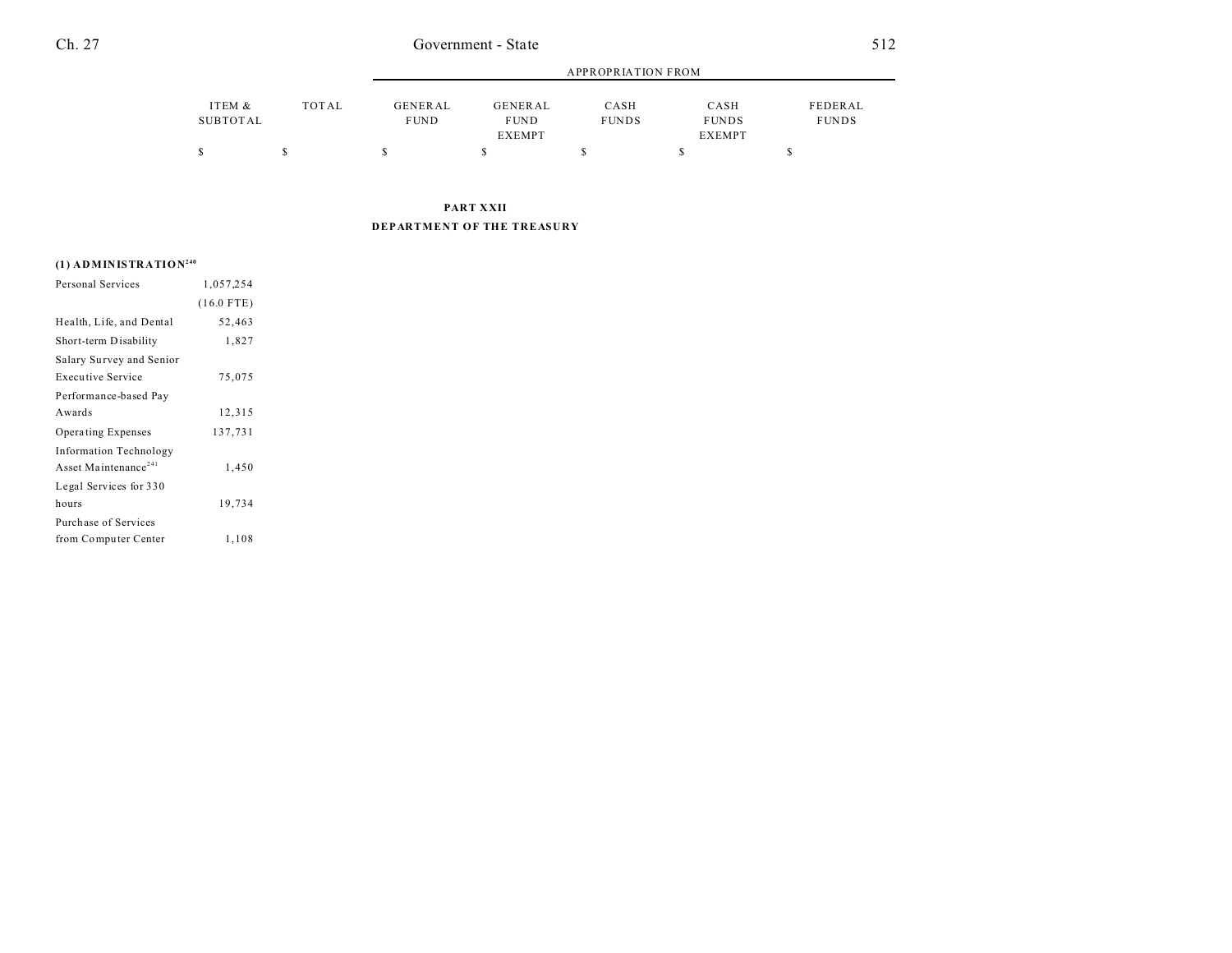| | ITEM & SUBTOTAL | TOTAL | APPROPRIATION FROM | | | | |
|---|---|---|---|---|---|---|---|
| | | | GENERAL FUND | GENERAL FUND EXEMPT | CASH FUNDS | CASH FUNDS EXEMPT | FEDERAL FUNDS |
| | $ | $ | $ | $ | $ | $ | $ |

## PART XXII
## DEPARTMENT OF THE TREASURY

| | ITEM & SUBTOTAL | TOTAL | GENERAL FUND | GENERAL FUND EXEMPT | CASH FUNDS | CASH FUNDS EXEMPT | FEDERAL FUNDS |
|---|---|---|---|---|---|---|---|
| **(1) ADMINISTRATION**[240] | | | | | | | |
| Personal Services | 1,057,254 | | | | | | |
| | (16.0 FTE) | | | | | | |
| Health, Life, and Dental | 52,463 | | | | | | |
| Short-term Disability | 1,827 | | | | | | |
| Salary Survey and Senior Executive Service | 75,075 | | | | | | |
| Performance-based Pay Awards | 12,315 | | | | | | |
| Operating Expenses | 137,731 | | | | | | |
| Information Technology Asset Maintenance[241] | 1,450 | | | | | | |
| Legal Services for 330 hours | 19,734 | | | | | | |
| Purchase of Services from Computer Center | 1,108 | | | | | | |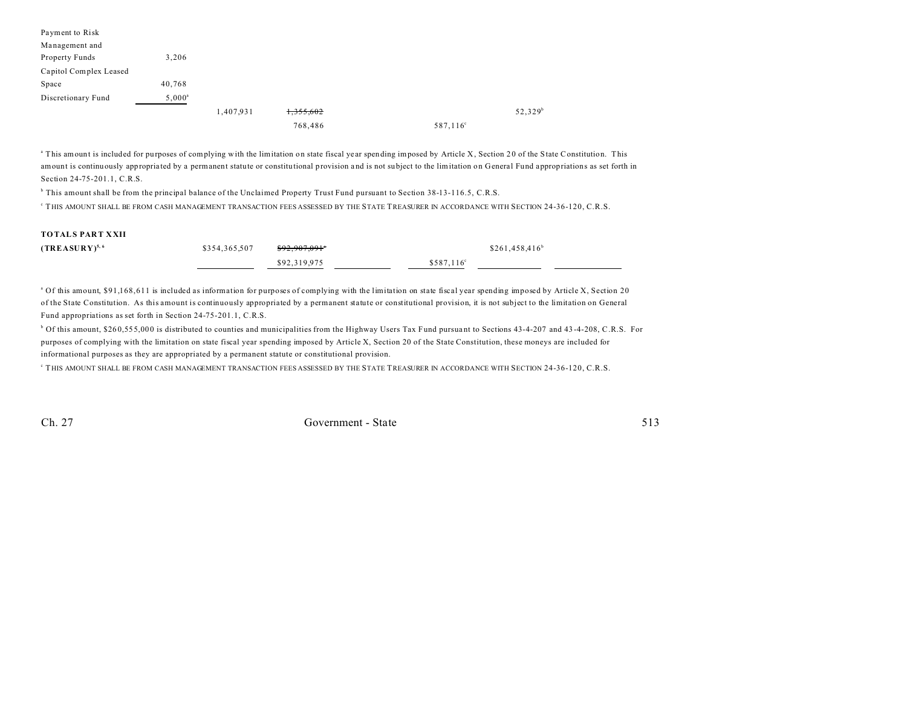| | | | | | | | |
|---|---|---|---|---|---|---|---|
| Payment to Risk Management and Property Funds | 3,206 | | | | | | |
| Capitol Complex Leased Space | 40,768 | | | | | | |
| Discretionary Fund | 5,000[a] | | | | | | |
| | | 1,407,931 | ~~1,355,602~~ 768,486 | | 587,116[c] | 52,329[b] | |

[a] This amount is included for purposes of complying with the limitation on state fiscal year spending imposed by Article X, Section 20 of the State Constitution. This amount is continuously appropriated by a permanent statute or constitutional provision and is not subject to the limitation on General Fund appropriations as set forth in Section 24-75-201.1, C.R.S.

[b] This amount shall be from the principal balance of the Unclaimed Property Trust Fund pursuant to Section 38-13-116.5, C.R.S.

[c] THIS AMOUNT SHALL BE FROM CASH MANAGEMENT TRANSACTION FEES ASSESSED BY THE STATE TREASURER IN ACCORDANCE WITH SECTION 24-36-120, C.R.S.

| | | | | | | |
|---|---|---|---|---|---|---|
| **TOTALS PART XXII (TREASURY)**[5, 6] | $354,365,507 | ~~$92,907,091~~[a] $92,319,975 | | $587,116[c] | $261,458,416[b] | |

[a] Of this amount, $91,168,611 is included as information for purposes of complying with the limitation on state fiscal year spending imposed by Article X, Section 20 of the State Constitution. As this amount is continuously appropriated by a permanent statute or constitutional provision, it is not subject to the limitation on General Fund appropriations as set forth in Section 24-75-201.1, C.R.S.

[b] Of this amount, $260,555,000 is distributed to counties and municipalities from the Highway Users Tax Fund pursuant to Sections 43-4-207 and 43-4-208, C.R.S. For purposes of complying with the limitation on state fiscal year spending imposed by Article X, Section 20 of the State Constitution, these moneys are included for informational purposes as they are appropriated by a permanent statute or constitutional provision.

[c] THIS AMOUNT SHALL BE FROM CASH MANAGEMENT TRANSACTION FEES ASSESSED BY THE STATE TREASURER IN ACCORDANCE WITH SECTION 24-36-120, C.R.S.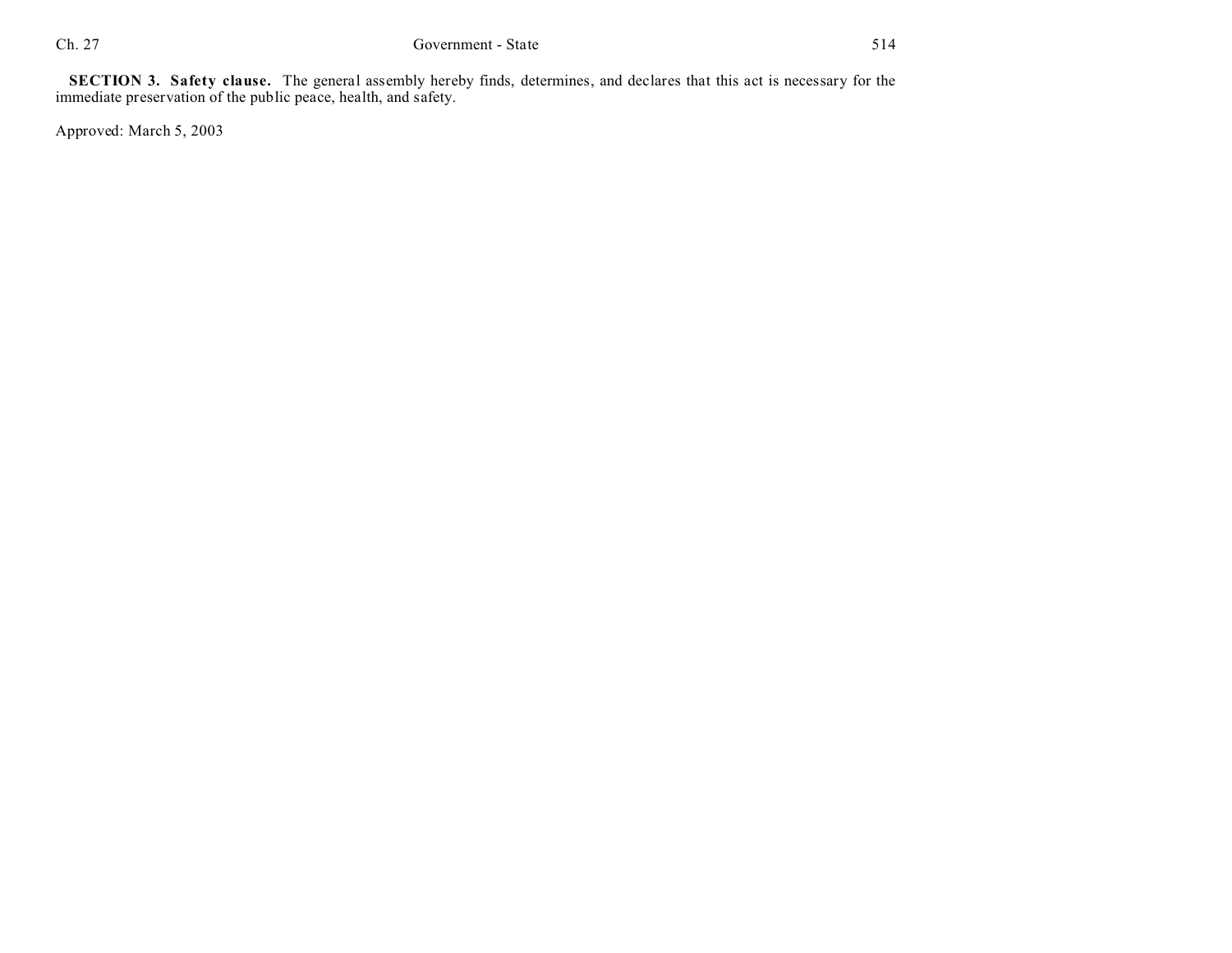**SECTION 3. Safety clause.** The general assembly hereby finds, determines, and declares that this act is necessary for the immediate preservation of the public peace, health, and safety.

Approved: March 5, 2003